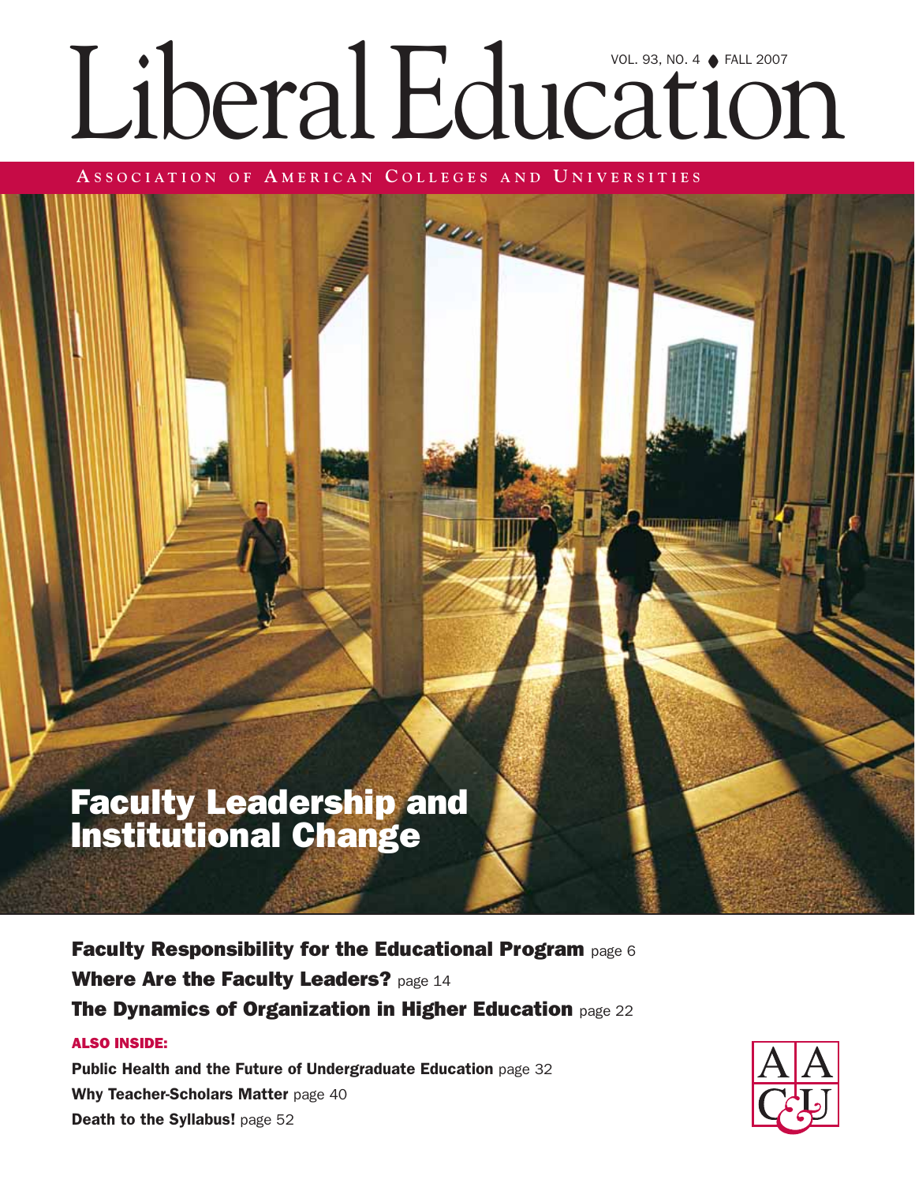# Liberal Education

VOL. 93, NO. 4 ◆ FALL 2007

ASSOCIATION OF AMERICAN COLLEGES AND UNIVERSITIES

## Faculty Leadership and Institutional Change

**Faculty Responsibility for the Educational Program** page 6

**Where Are the Faculty Leaders?** page 14

**The Dynamics of Organization in Higher Education** page 22

**ALSO INSIDE:**

**Public Health and the Future of Undergraduate Education** page 32

**Why Teacher-Scholars Matter** page 40

**Death to the Syllabus!** page 52

AAC&U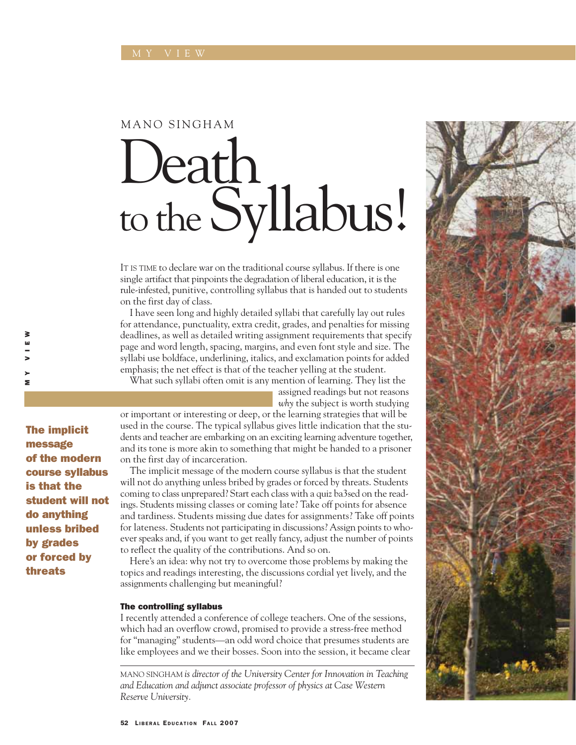MANO SINGHAM

# Death to the Syllabus!

IT IS TIME to declare war on the traditional course syllabus. If there is one single artifact that pinpoints the degradation of liberal education, it is the rule-infested, punitive, controlling syllabus that is handed out to students on the first day of class.

I have seen long and highly detailed syllabi that carefully lay out rules for attendance, punctuality, extra credit, grades, and penalties for missing deadlines, as well as detailed writing assignment requirements that specify page and word length, spacing, margins, and even font style and size. The syllabi use boldface, underlining, italics, and exclamation points for added emphasis; the net effect is that of the teacher yelling at the student.

What such syllabi often omit is any mention of learning. They list the assigned readings but not reasons *why* the subject is worth studying or important or interesting or deep, or the learning strategies that will be used in the course. The typical syllabus gives little indication that the students and teacher are embarking on an exciting learning adventure together, and its tone is more akin to something that might be handed to a prisoner on the first day of incarceration.

**The implicit message of the modern course syllabus is that the student will not do anything unless bribed by grades or forced by threats**

The implicit message of the modern course syllabus is that the student will not do anything unless bribed by grades or forced by threats. Students coming to class unprepared? Start each class with a quiz ba3sed on the readings. Students missing classes or coming late? Take off points for absence and tardiness. Students missing due dates for assignments? Take off points for lateness. Students not participating in discussions? Assign points to whoever speaks and, if you want to get really fancy, adjust the number of points to reflect the quality of the contributions. And so on.

Here's an idea: why not try to overcome those problems by making the topics and readings interesting, the discussions cordial yet lively, and the assignments challenging but meaningful?

### The controlling syllabus

I recently attended a conference of college teachers. One of the sessions, which had an overflow crowd, promised to provide a stress-free method for "managing" students—an odd word choice that presumes students are like employees and we their bosses. Soon into the session, it became clear

---

MANO SINGHAM *is director of the University Center for Innovation in Teaching and Education and adjunct associate professor of physics at Case Western Reserve University.*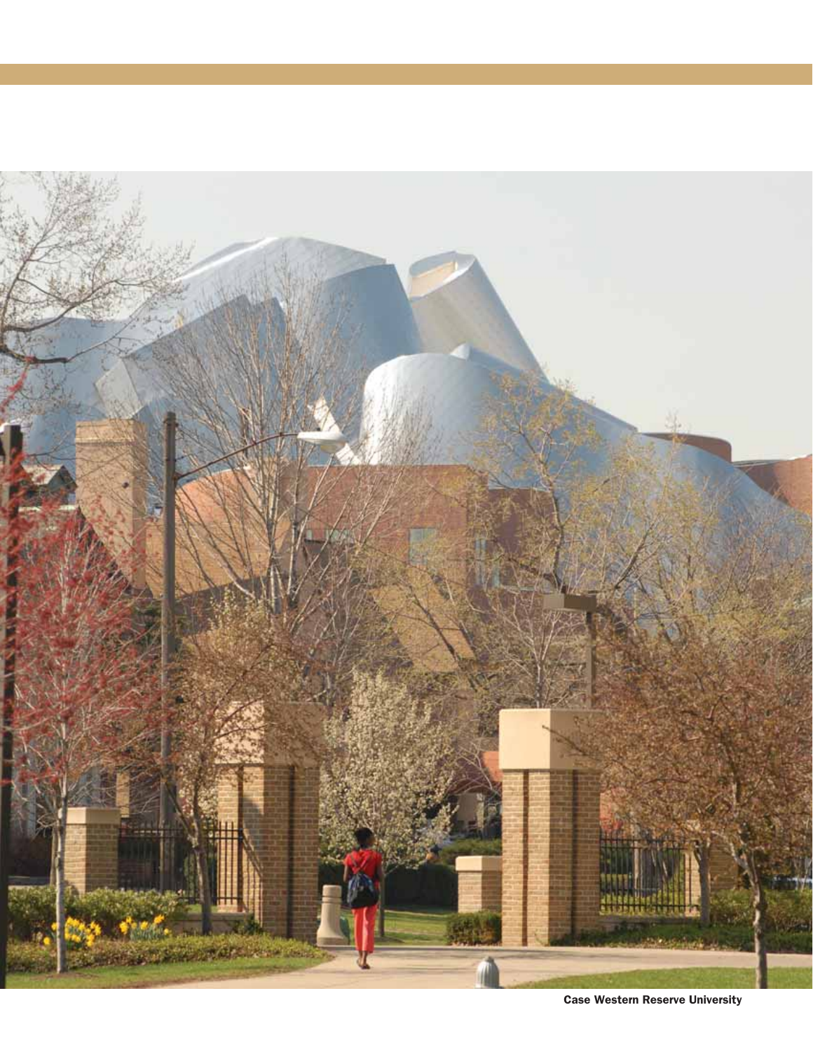Case Western Reserve University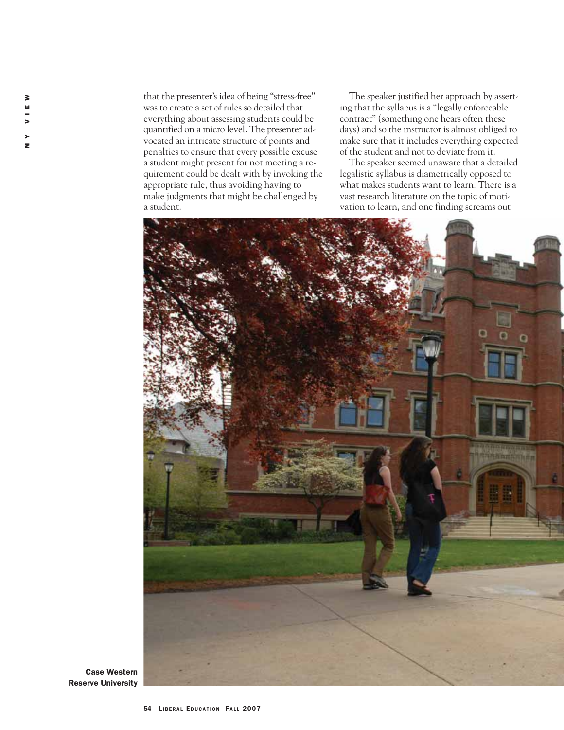that the presenter's idea of being "stress-free" was to create a set of rules so detailed that everything about assessing students could be quantified on a micro level. The presenter advocated an intricate structure of points and penalties to ensure that every possible excuse a student might present for not meeting a requirement could be dealt with by invoking the appropriate rule, thus avoiding having to make judgments that might be challenged by a student.

The speaker justified her approach by asserting that the syllabus is a "legally enforceable contract" (something one hears often these days) and so the instructor is almost obliged to make sure that it includes everything expected of the student and not to deviate from it.

The speaker seemed unaware that a detailed legalistic syllabus is diametrically opposed to what makes students want to learn. There is a vast research literature on the topic of motivation to learn, and one finding screams out

**Case Western Reserve University**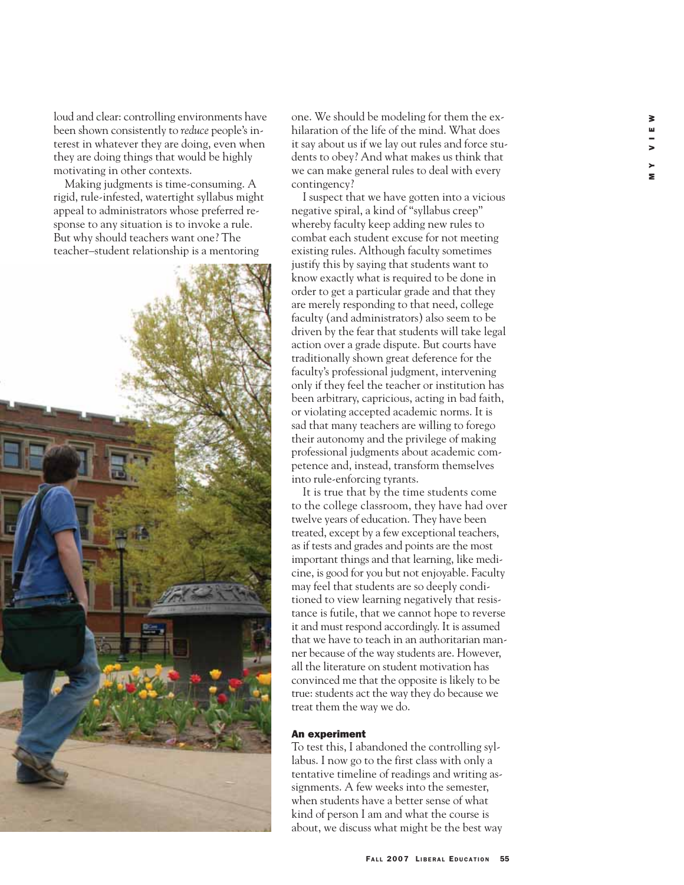loud and clear: controlling environments have been shown consistently to *reduce* people's interest in whatever they are doing, even when they are doing things that would be highly motivating in other contexts.

Making judgments is time-consuming. A rigid, rule-infested, watertight syllabus might appeal to administrators whose preferred response to any situation is to invoke a rule. But why should teachers want one? The teacher–student relationship is a mentoring one. We should be modeling for them the exhilaration of the life of the mind. What does it say about us if we lay out rules and force students to obey? And what makes us think that we can make general rules to deal with every contingency?

I suspect that we have gotten into a vicious negative spiral, a kind of "syllabus creep" whereby faculty keep adding new rules to combat each student excuse for not meeting existing rules. Although faculty sometimes justify this by saying that students want to know exactly what is required to be done in order to get a particular grade and that they are merely responding to that need, college faculty (and administrators) also seem to be driven by the fear that students will take legal action over a grade dispute. But courts have traditionally shown great deference for the faculty's professional judgment, intervening only if they feel the teacher or institution has been arbitrary, capricious, acting in bad faith, or violating accepted academic norms. It is sad that many teachers are willing to forego their autonomy and the privilege of making professional judgments about academic competence and, instead, transform themselves into rule-enforcing tyrants.

It is true that by the time students come to the college classroom, they have had over twelve years of education. They have been treated, except by a few exceptional teachers, as if tests and grades and points are the most important things and that learning, like medicine, is good for you but not enjoyable. Faculty may feel that students are so deeply conditioned to view learning negatively that resistance is futile, that we cannot hope to reverse it and must respond accordingly. It is assumed that we have to teach in an authoritarian manner because of the way students are. However, all the literature on student motivation has convinced me that the opposite is likely to be true: students act the way they do because we treat them the way we do.

### An experiment

To test this, I abandoned the controlling syllabus. I now go to the first class with only a tentative timeline of readings and writing assignments. A few weeks into the semester, when students have a better sense of what kind of person I am and what the course is about, we discuss what might be the best way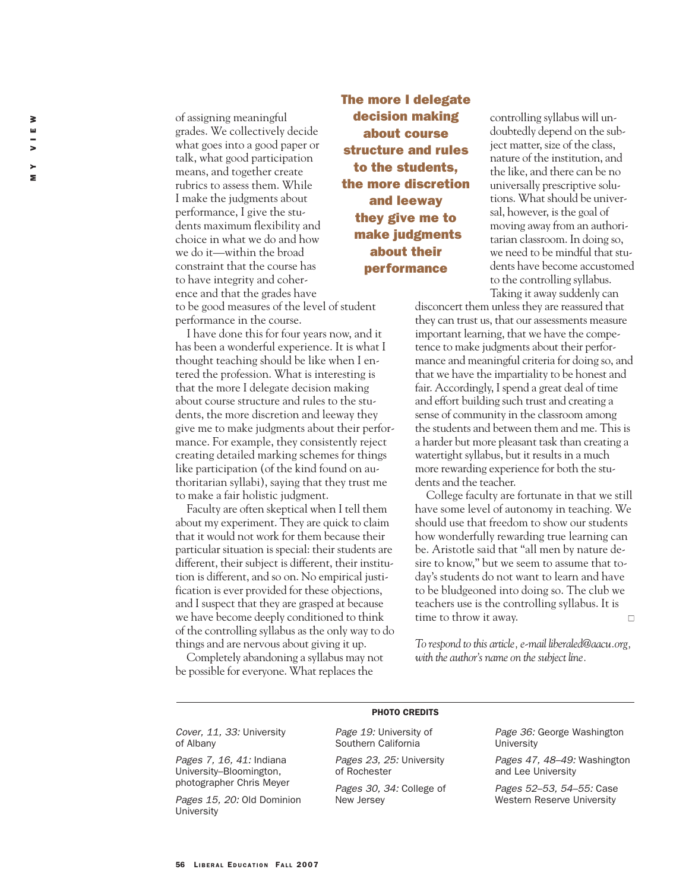of assigning meaningful grades. We collectively decide what goes into a good paper or talk, what good participation means, and together create rubrics to assess them. While I make the judgments about performance, I give the students maximum flexibility and choice in what we do and how we do it—within the broad constraint that the course has to have integrity and coherence and that the grades have to be good measures of the level of student performance in the course.

I have done this for four years now, and it has been a wonderful experience. It is what I thought teaching should be like when I entered the profession. What is interesting is that the more I delegate decision making about course structure and rules to the students, the more discretion and leeway they give me to make judgments about their performance. For example, they consistently reject creating detailed marking schemes for things like participation (of the kind found on authoritarian syllabi), saying that they trust me to make a fair holistic judgment.

**The more I delegate decision making about course structure and rules to the students, the more discretion and leeway they give me to make judgments about their performance**

Faculty are often skeptical when I tell them about my experiment. They are quick to claim that it would not work for them because their particular situation is special: their students are different, their subject is different, their institution is different, and so on. No empirical justification is ever provided for these objections, and I suspect that they are grasped at because we have become deeply conditioned to think of the controlling syllabus as the only way to do things and are nervous about giving it up.

Completely abandoning a syllabus may not be possible for everyone. What replaces the controlling syllabus will undoubtedly depend on the subject matter, size of the class, nature of the institution, and the like, and there can be no universally prescriptive solutions. What should be universal, however, is the goal of moving away from an authoritarian classroom. In doing so, we need to be mindful that students have become accustomed to the controlling syllabus. Taking it away suddenly can disconcert them unless they are reassured that they can trust us, that our assessments measure important learning, that we have the competence to make judgments about their performance and meaningful criteria for doing so, and that we have the impartiality to be honest and fair. Accordingly, I spend a great deal of time and effort building such trust and creating a sense of community in the classroom among the students and between them and me. This is a harder but more pleasant task than creating a watertight syllabus, but it results in a much more rewarding experience for both the students and the teacher.

College faculty are fortunate in that we still have some level of autonomy in teaching. We should use that freedom to show our students how wonderfully rewarding true learning can be. Aristotle said that "all men by nature desire to know," but we seem to assume that today's students do not want to learn and have to be bludgeoned into doing so. The club we teachers use is the controlling syllabus. It is time to throw it away. □

*To respond to this article, e-mail liberaled@aacu.org, with the author's name on the subject line.*

---

**PHOTO CREDITS**

*Cover, 11, 33:* University of Albany

*Pages 7, 16, 41:* Indiana University–Bloomington, photographer Chris Meyer

*Pages 15, 20:* Old Dominion University

*Page 19:* University of Southern California

*Pages 23, 25:* University of Rochester

*Pages 30, 34:* College of New Jersey

*Page 36:* George Washington University

*Pages 47, 48–49:* Washington and Lee University

*Pages 52–53, 54–55:* Case Western Reserve University